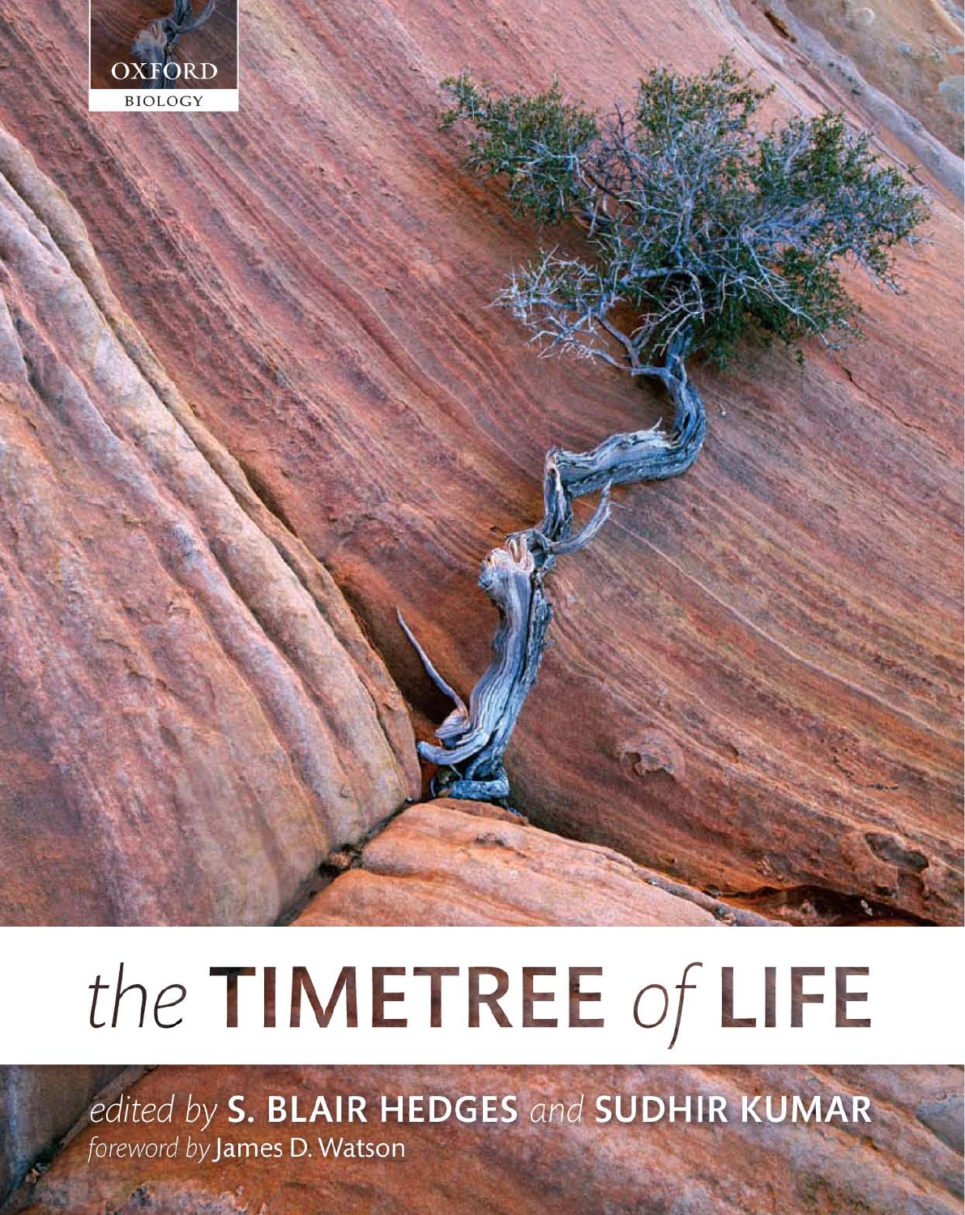OXFORD
BIOLOGY

# *the* TIMETREE *of* LIFE

*edited by* **S. BLAIR HEDGES** *and* **SUDHIR KUMAR**

*foreword by* James D. Watson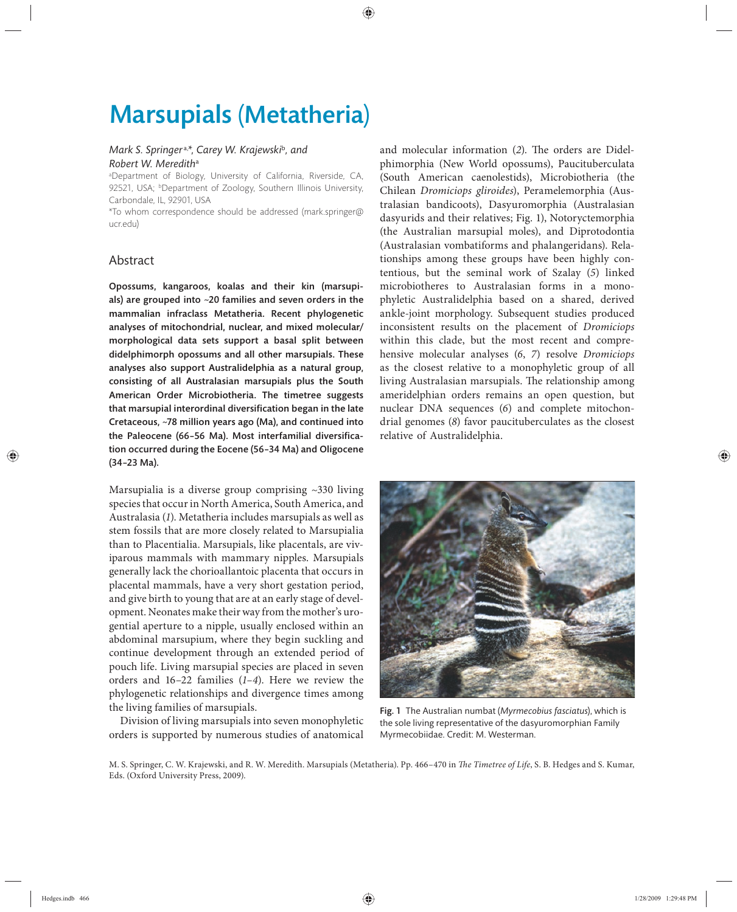# Marsupials (Metatheria)

*Mark S. Springer*[a,*], *Carey W. Krajewski*[b], *and Robert W. Meredith*[a]

[a]Department of Biology, University of California, Riverside, CA, 92521, USA; [b]Department of Zoology, Southern Illinois University, Carbondale, IL, 92901, USA

*To whom correspondence should be addressed (mark.springer@ucr.edu)

## Abstract

**Opossums, kangaroos, koalas and their kin (marsupials) are grouped into ~20 families and seven orders in the mammalian infraclass Metatheria. Recent phylogenetic analyses of mitochondrial, nuclear, and mixed molecular/morphological data sets support a basal split between didelphimorph opossums and all other marsupials. These analyses also support Australidelphia as a natural group, consisting of all Australasian marsupials plus the South American Order Microbiotheria. The timetree suggests that marsupial interordinal diversification began in the late Cretaceous, ~78 million years ago (Ma), and continued into the Paleocene (66–56 Ma). Most interfamilial diversification occurred during the Eocene (56–34 Ma) and Oligocene (34–23 Ma).**

Marsupialia is a diverse group comprising ~330 living species that occur in North America, South America, and Australasia (*1*). Metatheria includes marsupials as well as stem fossils that are more closely related to Marsupialia than to Placentialia. Marsupials, like placentals, are viviparous mammals with mammary nipples. Marsupials generally lack the chorioallantoic placenta that occurs in placental mammals, have a very short gestation period, and give birth to young that are at an early stage of development. Neonates make their way from the mother's urogential aperture to a nipple, usually enclosed within an abdominal marsupium, where they begin suckling and continue development through an extended period of pouch life. Living marsupial species are placed in seven orders and 16–22 families (*1–4*). Here we review the phylogenetic relationships and divergence times among the living families of marsupials.

Division of living marsupials into seven monophyletic orders is supported by numerous studies of anatomical and molecular information (*2*). The orders are Didelphimorphia (New World opossums), Paucituberculata (South American caenolestids), Microbiotheria (the Chilean *Dromiciops gliroides*), Peramelemorphia (Australasian bandicoots), Dasyuromorphia (Australasian dasyurids and their relatives; Fig. 1), Notoryctemorphia (the Australian marsupial moles), and Diprotodontia (Australasian vombatiforms and phalangeridans). Relationships among these groups have been highly contentious, but the seminal work of Szalay (*5*) linked microbiotheres to Australasian forms in a monophyletic Australidelphia based on a shared, derived ankle-joint morphology. Subsequent studies produced inconsistent results on the placement of *Dromiciops* within this clade, but the most recent and comprehensive molecular analyses (*6*, *7*) resolve *Dromiciops* as the closest relative to a monophyletic group of all living Australasian marsupials. The relationship among ameridelphian orders remains an open question, but nuclear DNA sequences (*6*) and complete mitochondrial genomes (*8*) favor paucituberculates as the closest relative of Australidelphia.

**Fig. 1** The Australian numbat (*Myrmecobius fasciatus*), which is the sole living representative of the dasyuromorphian Family Myrmecobiidae. Credit: M. Westerman.

M. S. Springer, C. W. Krajewski, and R. W. Meredith. Marsupials (Metatheria). Pp. 466–470 in *The Timetree of Life*, S. B. Hedges and S. Kumar, Eds. (Oxford University Press, 2009).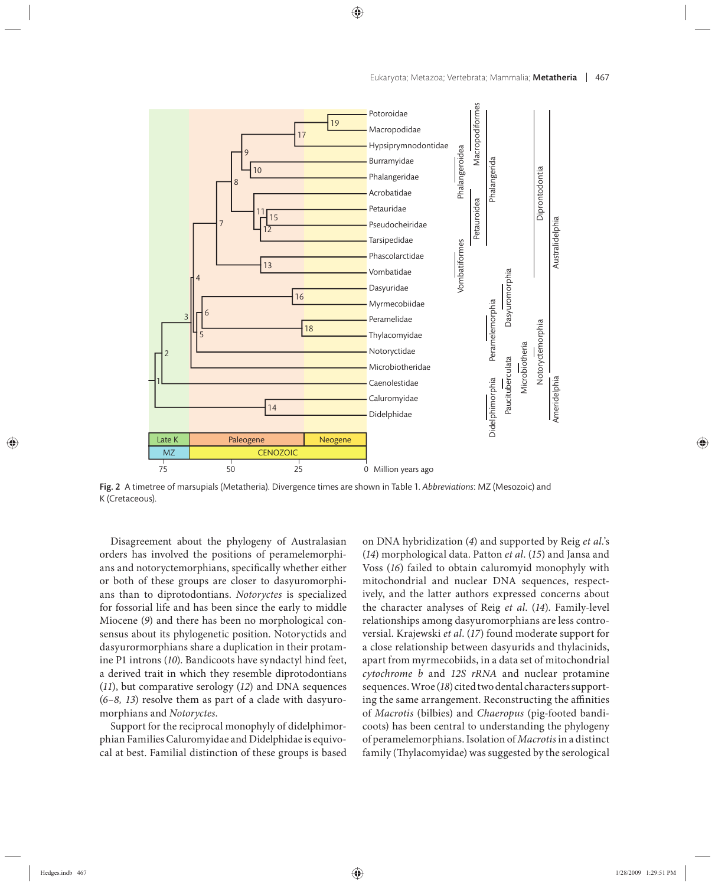Fig. 2 A timetree of marsupials (Metatheria). Divergence times are shown in Table 1. *Abbreviations*: MZ (Mesozoic) and K (Cretaceous).

Disagreement about the phylogeny of Australasian orders has involved the positions of peramelemorphians and notoryctemorphians, specifically whether either or both of these groups are closer to dasyuromorphians than to diprotodontians. *Notoryctes* is specialized for fossorial life and has been since the early to middle Miocene (*9*) and there has been no morphological consensus about its phylogenetic position. Notoryctids and dasyurormorphians share a duplication in their protamine P1 introns (*10*). Bandicoots have syndactyl hind feet, a derived trait in which they resemble diprotodontians (*11*), but comparative serology (*12*) and DNA sequences (*6–8, 13*) resolve them as part of a clade with dasyuromorphians and *Notoryctes*.

Support for the reciprocal monophyly of didelphimorphian Families Caluromyidae and Didelphidae is equivocal at best. Familial distinction of these groups is based on DNA hybridization (*4*) and supported by Reig *et al.*'s (*14*) morphological data. Patton *et al*. (*15*) and Jansa and Voss (*16*) failed to obtain caluromyid monophyly with mitochondrial and nuclear DNA sequences, respectively, and the latter authors expressed concerns about the character analyses of Reig *et al*. (*14*). Family-level relationships among dasyuromorphians are less controversial. Krajewski *et al*. (*17*) found moderate support for a close relationship between dasyurids and thylacinids, apart from myrmecobiids, in a data set of mitochondrial *cytochrome b* and *12S rRNA* and nuclear protamine sequences. Wroe (*18*) cited two dental characters supporting the same arrangement. Reconstructing the affinities of *Macrotis* (bilbies) and *Chaeropus* (pig-footed bandicoots) has been central to understanding the phylogeny of peramelemorphians. Isolation of *Macrotis* in a distinct family (Thylacomyidae) was suggested by the serological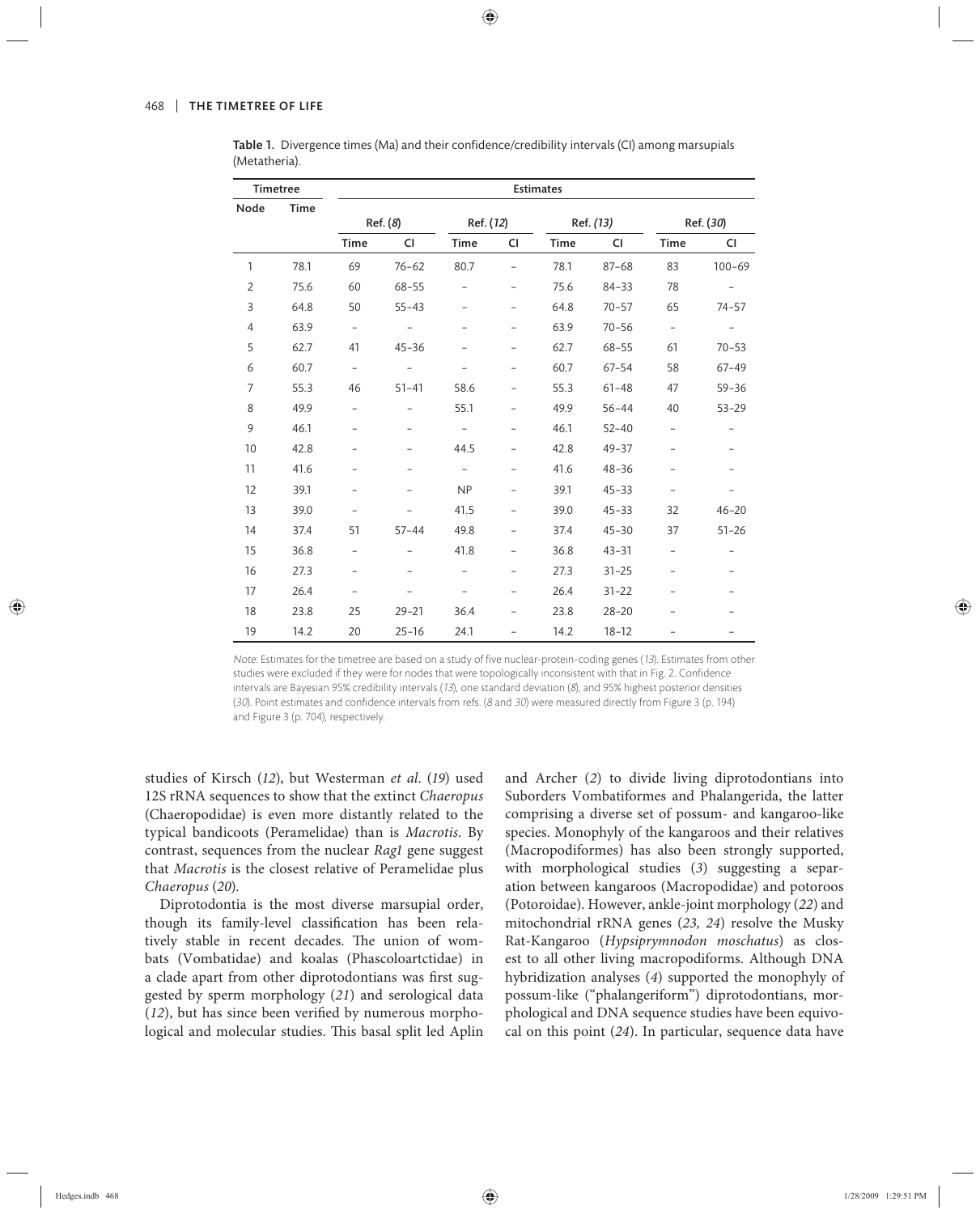**Table 1.** Divergence times (Ma) and their confidence/credibility intervals (CI) among marsupials (Metatheria).

| Timetree | | Estimates | | | | | | | |
|---|---|---|---|---|---|---|---|---|---|
| Node | Time | Ref. (*8*) | | Ref. (*12*) | | Ref. (*13*) | | Ref. (*30*) | |
| | | Time | CI | Time | CI | Time | CI | Time | CI |
| 1 | 78.1 | 69 | 76–62 | 80.7 | – | 78.1 | 87–68 | 83 | 100–69 |
| 2 | 75.6 | 60 | 68–55 | – | – | 75.6 | 84–33 | 78 | – |
| 3 | 64.8 | 50 | 55–43 | – | – | 64.8 | 70–57 | 65 | 74–57 |
| 4 | 63.9 | – | – | – | – | 63.9 | 70–56 | – | – |
| 5 | 62.7 | 41 | 45–36 | – | – | 62.7 | 68–55 | 61 | 70–53 |
| 6 | 60.7 | – | – | – | – | 60.7 | 67–54 | 58 | 67–49 |
| 7 | 55.3 | 46 | 51–41 | 58.6 | – | 55.3 | 61–48 | 47 | 59–36 |
| 8 | 49.9 | – | – | 55.1 | – | 49.9 | 56–44 | 40 | 53–29 |
| 9 | 46.1 | – | – | – | – | 46.1 | 52–40 | – | – |
| 10 | 42.8 | – | – | 44.5 | – | 42.8 | 49–37 | – | – |
| 11 | 41.6 | – | – | – | – | 41.6 | 48–36 | – | – |
| 12 | 39.1 | – | – | NP | – | 39.1 | 45–33 | – | – |
| 13 | 39.0 | – | – | 41.5 | – | 39.0 | 45–33 | 32 | 46–20 |
| 14 | 37.4 | 51 | 57–44 | 49.8 | – | 37.4 | 45–30 | 37 | 51–26 |
| 15 | 36.8 | – | – | 41.8 | – | 36.8 | 43–31 | – | – |
| 16 | 27.3 | – | – | – | – | 27.3 | 31–25 | – | – |
| 17 | 26.4 | – | – | – | – | 26.4 | 31–22 | – | – |
| 18 | 23.8 | 25 | 29–21 | 36.4 | – | 23.8 | 28–20 | – | – |
| 19 | 14.2 | 20 | 25–16 | 24.1 | – | 14.2 | 18–12 | – | – |

*Note*: Estimates for the timetree are based on a study of five nuclear-protein-coding genes (*13*). Estimates from other studies were excluded if they were for nodes that were topologically inconsistent with that in Fig. 2. Confidence intervals are Bayesian 95% credibility intervals (*13*), one standard deviation (*8*), and 95% highest posterior densities (*30*). Point estimates and confidence intervals from refs. (*8* and *30*) were measured directly from Figure 3 (p. 194) and Figure 3 (p. 704), respectively.

studies of Kirsch (*12*), but Westerman *et al*. (*19*) used 12S rRNA sequences to show that the extinct *Chaeropus* (Chaeropodidae) is even more distantly related to the typical bandicoots (Peramelidae) than is *Macrotis*. By contrast, sequences from the nuclear *Rag1* gene suggest that *Macrotis* is the closest relative of Peramelidae plus *Chaeropus* (*20*).

Diprotodontia is the most diverse marsupial order, though its family-level classification has been relatively stable in recent decades. The union of wombats (Vombatidae) and koalas (Phascoloartctidae) in a clade apart from other diprotodontians was first suggested by sperm morphology (*21*) and serological data (*12*), but has since been verified by numerous morphological and molecular studies. This basal split led Aplin and Archer (*2*) to divide living diprotodontians into Suborders Vombatiformes and Phalangerida, the latter comprising a diverse set of possum- and kangaroo-like species. Monophyly of the kangaroos and their relatives (Macropodiformes) has also been strongly supported, with morphological studies (*3*) suggesting a separation between kangaroos (Macropodidae) and potoroos (Potoroidae). However, ankle-joint morphology (*22*) and mitochondrial rRNA genes (*23, 24*) resolve the Musky Rat-Kangaroo (*Hypsiprymnodon moschatus*) as closest to all other living macropodiforms. Although DNA hybridization analyses (*4*) supported the monophyly of possum-like ("phalangeriform") diprotodontians, morphological and DNA sequence studies have been equivocal on this point (*24*). In particular, sequence data have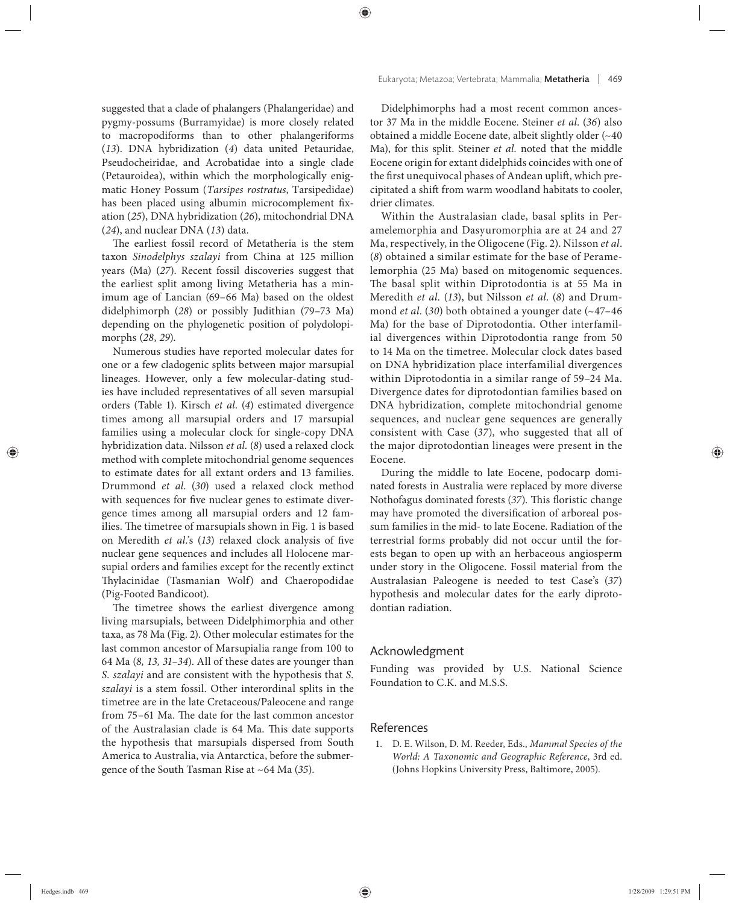suggested that a clade of phalangers (Phalangeridae) and pygmy-possums (Burramyidae) is more closely related to macropodiforms than to other phalangeriforms (*13*). DNA hybridization (*4*) data united Petauridae, Pseudocheiridae, and Acrobatidae into a single clade (Petauroidea), within which the morphologically enigmatic Honey Possum (*Tarsipes rostratus*, Tarsipedidae) has been placed using albumin microcomplement fixation (*25*), DNA hybridization (*26*), mitochondrial DNA (*24*), and nuclear DNA (*13*) data.

The earliest fossil record of Metatheria is the stem taxon *Sinodelphys szalayi* from China at 125 million years (Ma) (*27*). Recent fossil discoveries suggest that the earliest split among living Metatheria has a minimum age of Lancian (69–66 Ma) based on the oldest didelphimorph (*28*) or possibly Judithian (79–73 Ma) depending on the phylogenetic position of polydolopimorphs (*28*, *29*).

Numerous studies have reported molecular dates for one or a few cladogenic splits between major marsupial lineages. However, only a few molecular-dating studies have included representatives of all seven marsupial orders (Table 1). Kirsch *et al.* (*4*) estimated divergence times among all marsupial orders and 17 marsupial families using a molecular clock for single-copy DNA hybridization data. Nilsson *et al.* (*8*) used a relaxed clock method with complete mitochondrial genome sequences to estimate dates for all extant orders and 13 families. Drummond *et al.* (*30*) used a relaxed clock method with sequences for five nuclear genes to estimate divergence times among all marsupial orders and 12 families. The timetree of marsupials shown in Fig. 1 is based on Meredith *et al.*'s (*13*) relaxed clock analysis of five nuclear gene sequences and includes all Holocene marsupial orders and families except for the recently extinct Thylacinidae (Tasmanian Wolf) and Chaeropodidae (Pig-Footed Bandicoot).

The timetree shows the earliest divergence among living marsupials, between Didelphimorphia and other taxa, as 78 Ma (Fig. 2). Other molecular estimates for the last common ancestor of Marsupialia range from 100 to 64 Ma (*8, 13, 31–34*). All of these dates are younger than *S. szalayi* and are consistent with the hypothesis that *S. szalayi* is a stem fossil. Other interordinal splits in the timetree are in the late Cretaceous/Paleocene and range from 75–61 Ma. The date for the last common ancestor of the Australasian clade is 64 Ma. This date supports the hypothesis that marsupials dispersed from South America to Australia, via Antarctica, before the submergence of the South Tasman Rise at ~64 Ma (*35*).

Didelphimorphs had a most recent common ancestor 37 Ma in the middle Eocene. Steiner *et al.* (*36*) also obtained a middle Eocene date, albeit slightly older (~40 Ma), for this split. Steiner *et al.* noted that the middle Eocene origin for extant didelphids coincides with one of the first unequivocal phases of Andean uplift, which precipitated a shift from warm woodland habitats to cooler, drier climates.

Within the Australasian clade, basal splits in Peramelemorphia and Dasyuromorphia are at 24 and 27 Ma, respectively, in the Oligocene (Fig. 2). Nilsson *et al.* (*8*) obtained a similar estimate for the base of Peramelemorphia (25 Ma) based on mitogenomic sequences. The basal split within Diprotodontia is at 55 Ma in Meredith *et al.* (*13*), but Nilsson *et al.* (*8*) and Drummond *et al.* (*30*) both obtained a younger date (~47–46 Ma) for the base of Diprotodontia. Other interfamilial divergences within Diprotodontia range from 50 to 14 Ma on the timetree. Molecular clock dates based on DNA hybridization place interfamilial divergences within Diprotodontia in a similar range of 59–24 Ma. Divergence dates for diprotodontian families based on DNA hybridization, complete mitochondrial genome sequences, and nuclear gene sequences are generally consistent with Case (*37*), who suggested that all of the major diprotodontian lineages were present in the Eocene.

During the middle to late Eocene, podocarp dominated forests in Australia were replaced by more diverse Nothofagus dominated forests (*37*). This floristic change may have promoted the diversification of arboreal possum families in the mid- to late Eocene. Radiation of the terrestrial forms probably did not occur until the forests began to open up with an herbaceous angiosperm under story in the Oligocene. Fossil material from the Australasian Paleogene is needed to test Case's (*37*) hypothesis and molecular dates for the early diprotodontian radiation.

## Acknowledgment

Funding was provided by U.S. National Science Foundation to C.K. and M.S.S.

## References

1. D. E. Wilson, D. M. Reeder, Eds., *Mammal Species of the World: A Taxonomic and Geographic Reference*, 3rd ed. (Johns Hopkins University Press, Baltimore, 2005).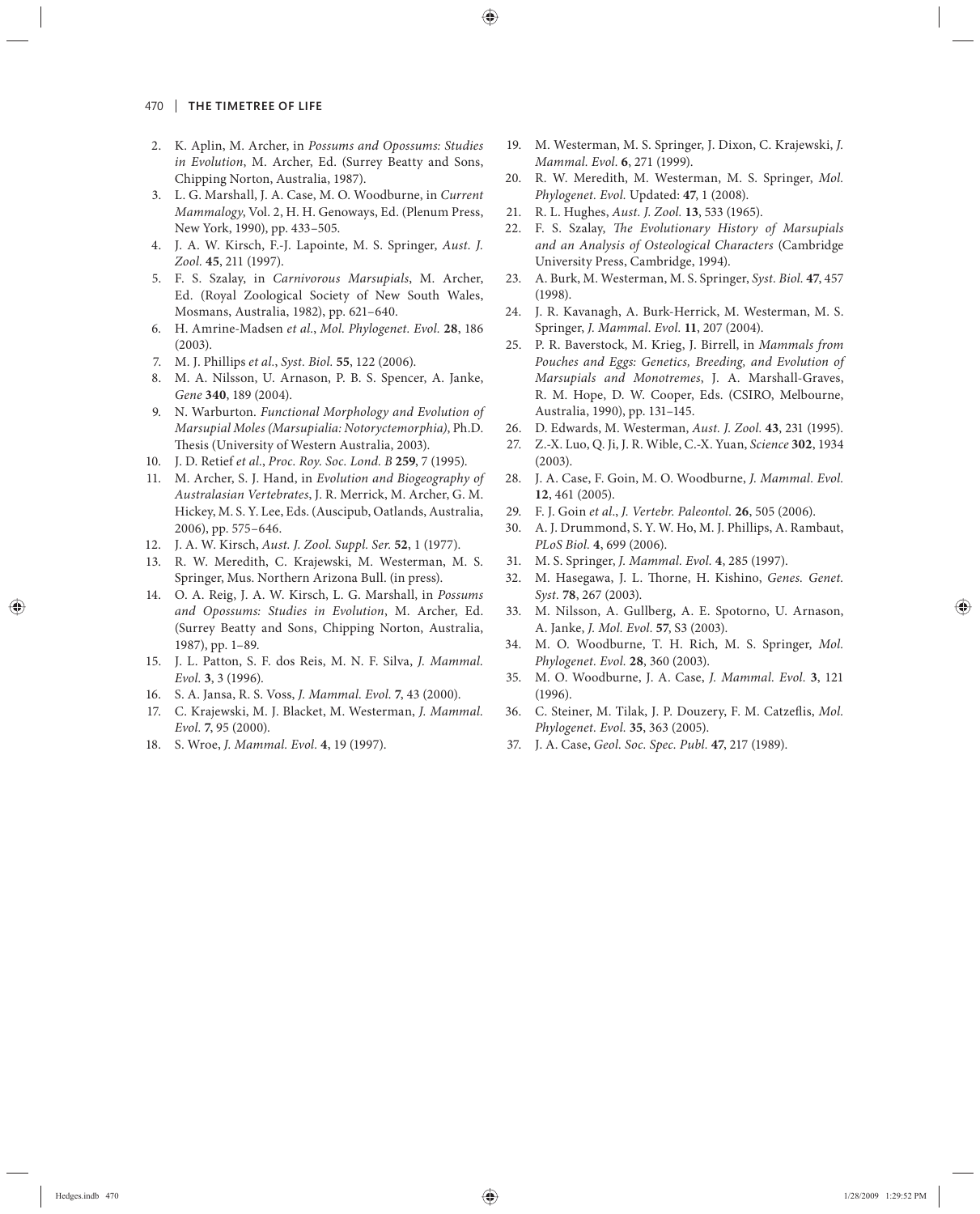2. K. Aplin, M. Archer, in *Possums and Opossums: Studies in Evolution*, M. Archer, Ed. (Surrey Beatty and Sons, Chipping Norton, Australia, 1987).
3. L. G. Marshall, J. A. Case, M. O. Woodburne, in *Current Mammalogy*, Vol. 2, H. H. Genoways, Ed. (Plenum Press, New York, 1990), pp. 433–505.
4. J. A. W. Kirsch, F.-J. Lapointe, M. S. Springer, *Aust. J. Zool.* **45**, 211 (1997).
5. F. S. Szalay, in *Carnivorous Marsupials*, M. Archer, Ed. (Royal Zoological Society of New South Wales, Mosmans, Australia, 1982), pp. 621–640.
6. H. Amrine-Madsen *et al.*, *Mol. Phylogenet. Evol.* **28**, 186 (2003).
7. M. J. Phillips *et al.*, *Syst. Biol.* **55**, 122 (2006).
8. M. A. Nilsson, U. Arnason, P. B. S. Spencer, A. Janke, *Gene* **340**, 189 (2004).
9. N. Warburton. *Functional Morphology and Evolution of Marsupial Moles (Marsupialia: Notoryctemorphia)*, Ph.D. Thesis (University of Western Australia, 2003).
10. J. D. Retief *et al.*, *Proc. Roy. Soc. Lond. B* **259**, 7 (1995).
11. M. Archer, S. J. Hand, in *Evolution and Biogeography of Australasian Vertebrates*, J. R. Merrick, M. Archer, G. M. Hickey, M. S. Y. Lee, Eds. (Auscipub, Oatlands, Australia, 2006), pp. 575–646.
12. J. A. W. Kirsch, *Aust. J. Zool. Suppl. Ser.* **52**, 1 (1977).
13. R. W. Meredith, C. Krajewski, M. Westerman, M. S. Springer, Mus. Northern Arizona Bull. (in press).
14. O. A. Reig, J. A. W. Kirsch, L. G. Marshall, in *Possums and Opossums: Studies in Evolution*, M. Archer, Ed. (Surrey Beatty and Sons, Chipping Norton, Australia, 1987), pp. 1–89.
15. J. L. Patton, S. F. dos Reis, M. N. F. Silva, *J. Mammal. Evol.* **3**, 3 (1996).
16. S. A. Jansa, R. S. Voss, *J. Mammal. Evol.* **7**, 43 (2000).
17. C. Krajewski, M. J. Blacket, M. Westerman, *J. Mammal. Evol.* **7**, 95 (2000).
18. S. Wroe, *J. Mammal. Evol.* **4**, 19 (1997).
19. M. Westerman, M. S. Springer, J. Dixon, C. Krajewski, *J. Mammal. Evol.* **6**, 271 (1999).
20. R. W. Meredith, M. Westerman, M. S. Springer, *Mol. Phylogenet. Evol.* Updated: **47**, 1 (2008).
21. R. L. Hughes, *Aust. J. Zool.* **13**, 533 (1965).
22. F. S. Szalay, *The Evolutionary History of Marsupials and an Analysis of Osteological Characters* (Cambridge University Press, Cambridge, 1994).
23. A. Burk, M. Westerman, M. S. Springer, *Syst. Biol.* **47**, 457 (1998).
24. J. R. Kavanagh, A. Burk-Herrick, M. Westerman, M. S. Springer, *J. Mammal. Evol.* **11**, 207 (2004).
25. P. R. Baverstock, M. Krieg, J. Birrell, in *Mammals from Pouches and Eggs: Genetics, Breeding, and Evolution of Marsupials and Monotremes*, J. A. Marshall-Graves, R. M. Hope, D. W. Cooper, Eds. (CSIRO, Melbourne, Australia, 1990), pp. 131–145.
26. D. Edwards, M. Westerman, *Aust. J. Zool.* **43**, 231 (1995).
27. Z.-X. Luo, Q. Ji, J. R. Wible, C.-X. Yuan, *Science* **302**, 1934 (2003).
28. J. A. Case, F. Goin, M. O. Woodburne, *J. Mammal. Evol.* **12**, 461 (2005).
29. F. J. Goin *et al.*, *J. Vertebr. Paleontol.* **26**, 505 (2006).
30. A. J. Drummond, S. Y. W. Ho, M. J. Phillips, A. Rambaut, *PLoS Biol.* **4**, 699 (2006).
31. M. S. Springer, *J. Mammal. Evol.* **4**, 285 (1997).
32. M. Hasegawa, J. L. Thorne, H. Kishino, *Genes. Genet. Syst.* **78**, 267 (2003).
33. M. Nilsson, A. Gullberg, A. E. Spotorno, U. Arnason, A. Janke, *J. Mol. Evol.* **57**, S3 (2003).
34. M. O. Woodburne, T. H. Rich, M. S. Springer, *Mol. Phylogenet. Evol.* **28**, 360 (2003).
35. M. O. Woodburne, J. A. Case, *J. Mammal. Evol.* **3**, 121 (1996).
36. C. Steiner, M. Tilak, J. P. Douzery, F. M. Catzeflis, *Mol. Phylogenet. Evol.* **35**, 363 (2005).
37. J. A. Case, *Geol. Soc. Spec. Publ.* **47**, 217 (1989).